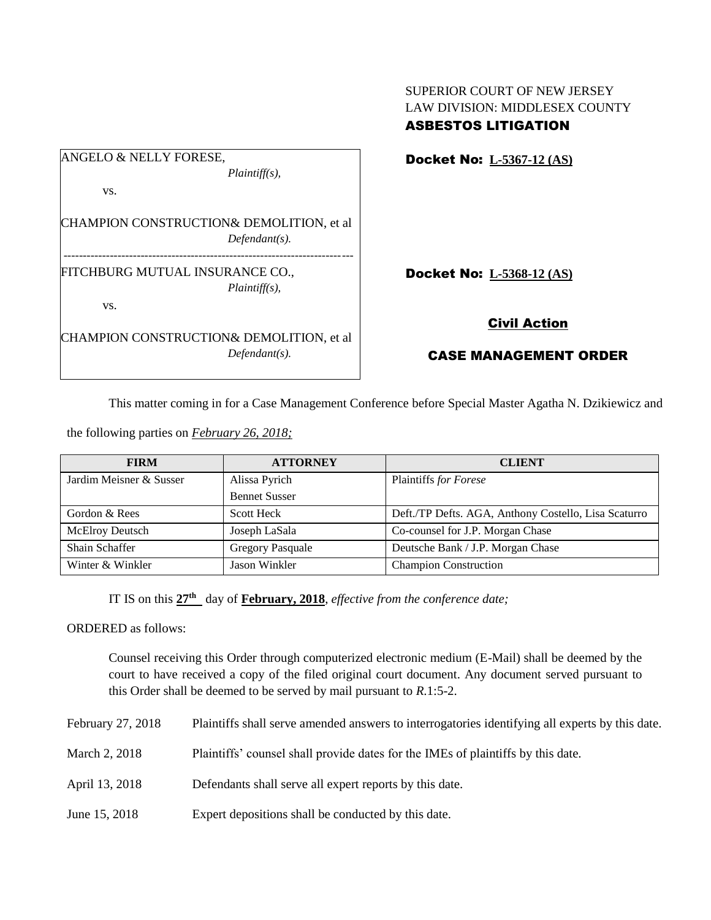SUPERIOR COURT OF NEW JERSEY
LAW DIVISION: MIDDLESEX COUNTY
**ASBESTOS LITIGATION**

ANGELO & NELLY FORESE,
*Plaintiff(s),*

vs.

CHAMPION CONSTRUCTION& DEMOLITION, et al
*Defendant(s).*

**Docket No: L-5367-12 (AS)**

---

FITCHBURG MUTUAL INSURANCE CO.,
*Plaintiff(s),*

vs.

CHAMPION CONSTRUCTION& DEMOLITION, et al
*Defendant(s).*

**Docket No: L-5368-12 (AS)**

**Civil Action**

**CASE MANAGEMENT ORDER**

This matter coming in for a Case Management Conference before Special Master Agatha N. Dzikiewicz and the following parties on *February 26, 2018;*

| FIRM | ATTORNEY | CLIENT |
|---|---|---|
| Jardim Meisner & Susser | Alissa Pyrich<br>Bennet Susser | Plaintiffs *for Forese* |
| Gordon & Rees | Scott Heck | Deft./TP Defts. AGA, Anthony Costello, Lisa Scaturro |
| McElroy Deutsch | Joseph LaSala | Co-counsel for J.P. Morgan Chase |
| Shain Schaffer | Gregory Pasquale | Deutsche Bank / J.P. Morgan Chase |
| Winter & Winkler | Jason Winkler | Champion Construction |

IT IS on this **27th** day of **February, 2018**, *effective from the conference date;*

ORDERED as follows:

Counsel receiving this Order through computerized electronic medium (E-Mail) shall be deemed by the court to have received a copy of the filed original court document. Any document served pursuant to this Order shall be deemed to be served by mail pursuant to *R*.1:5-2.

| | |
|---|---|
| February 27, 2018 | Plaintiffs shall serve amended answers to interrogatories identifying all experts by this date. |
| March 2, 2018 | Plaintiffs' counsel shall provide dates for the IMEs of plaintiffs by this date. |
| April 13, 2018 | Defendants shall serve all expert reports by this date. |
| June 15, 2018 | Expert depositions shall be conducted by this date. |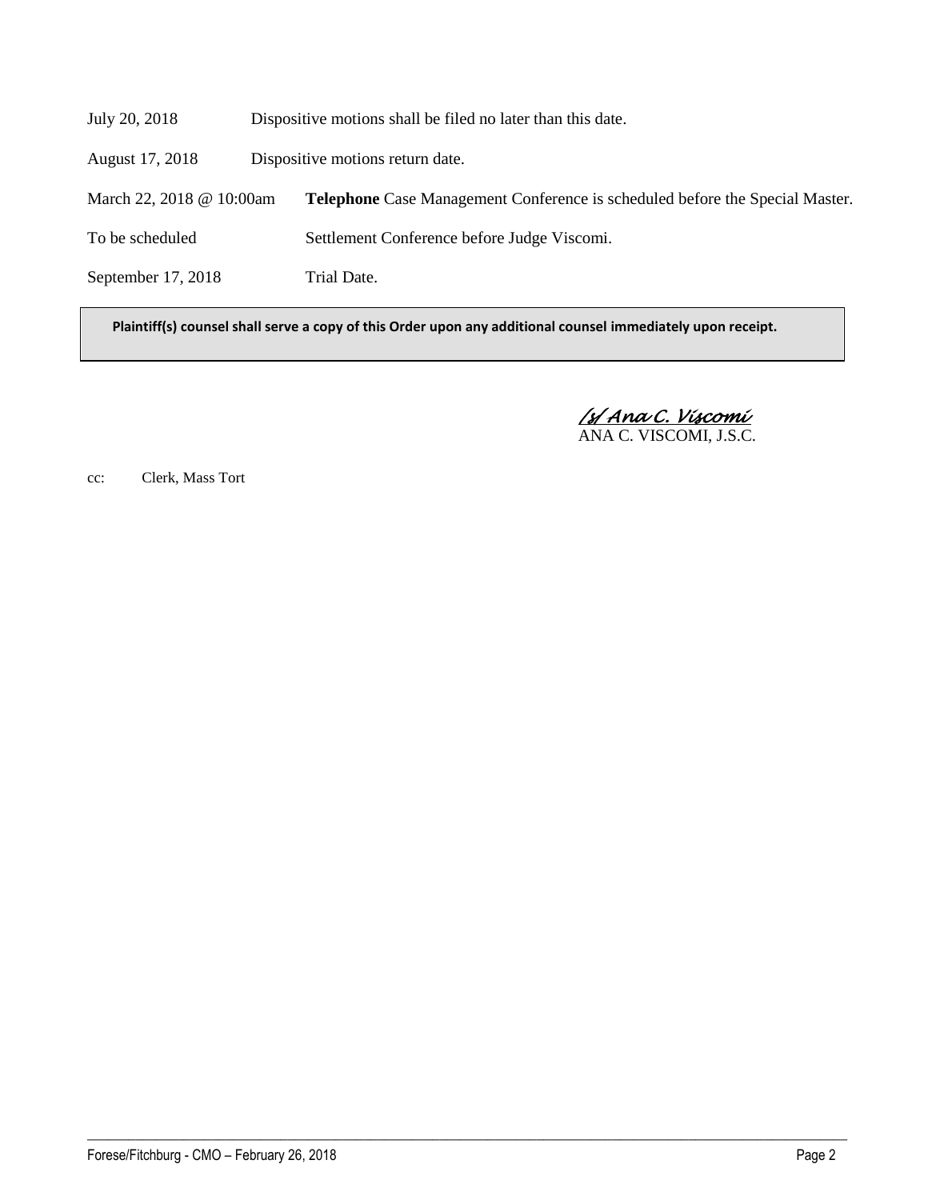| | |
|---|---|
| July 20, 2018 | Dispositive motions shall be filed no later than this date. |
| August 17, 2018 | Dispositive motions return date. |
| March 22, 2018 @ 10:00am | **Telephone** Case Management Conference is scheduled before the Special Master. |
| To be scheduled | Settlement Conference before Judge Viscomi. |
| September 17, 2018 | Trial Date. |

**Plaintiff(s) counsel shall serve a copy of this Order upon any additional counsel immediately upon receipt.**

/s/ Ana C. Viscomi
ANA C. VISCOMI, J.S.C.

cc: Clerk, Mass Tort